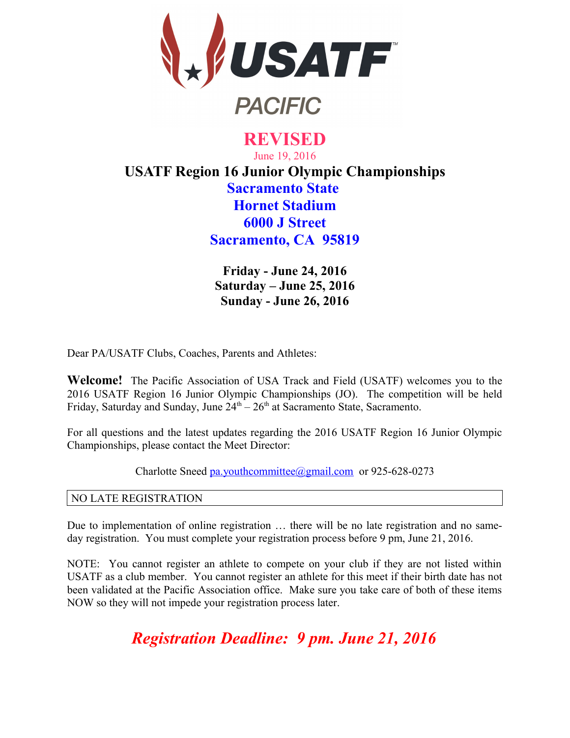USATF PACIFIC

# REVISED

June 19, 2016

# USATF Region 16 Junior Olympic Championships

## Sacramento State
## Hornet Stadium
## 6000 J Street
## Sacramento, CA 95819

**Friday - June 24, 2016**
**Saturday – June 25, 2016**
**Sunday - June 26, 2016**

Dear PA/USATF Clubs, Coaches, Parents and Athletes:

**Welcome!** The Pacific Association of USA Track and Field (USATF) welcomes you to the 2016 USATF Region 16 Junior Olympic Championships (JO). The competition will be held Friday, Saturday and Sunday, June 24th – 26th at Sacramento State, Sacramento.

For all questions and the latest updates regarding the 2016 USATF Region 16 Junior Olympic Championships, please contact the Meet Director:

Charlotte Sneed pa.youthcommittee@gmail.com or 925-628-0273

| NO LATE REGISTRATION |
|---|

Due to implementation of online registration … there will be no late registration and no same-day registration. You must complete your registration process before 9 pm, June 21, 2016.

NOTE: You cannot register an athlete to compete on your club if they are not listed within USATF as a club member. You cannot register an athlete for this meet if their birth date has not been validated at the Pacific Association office. Make sure you take care of both of these items NOW so they will not impede your registration process later.

***Registration Deadline: 9 pm. June 21, 2016***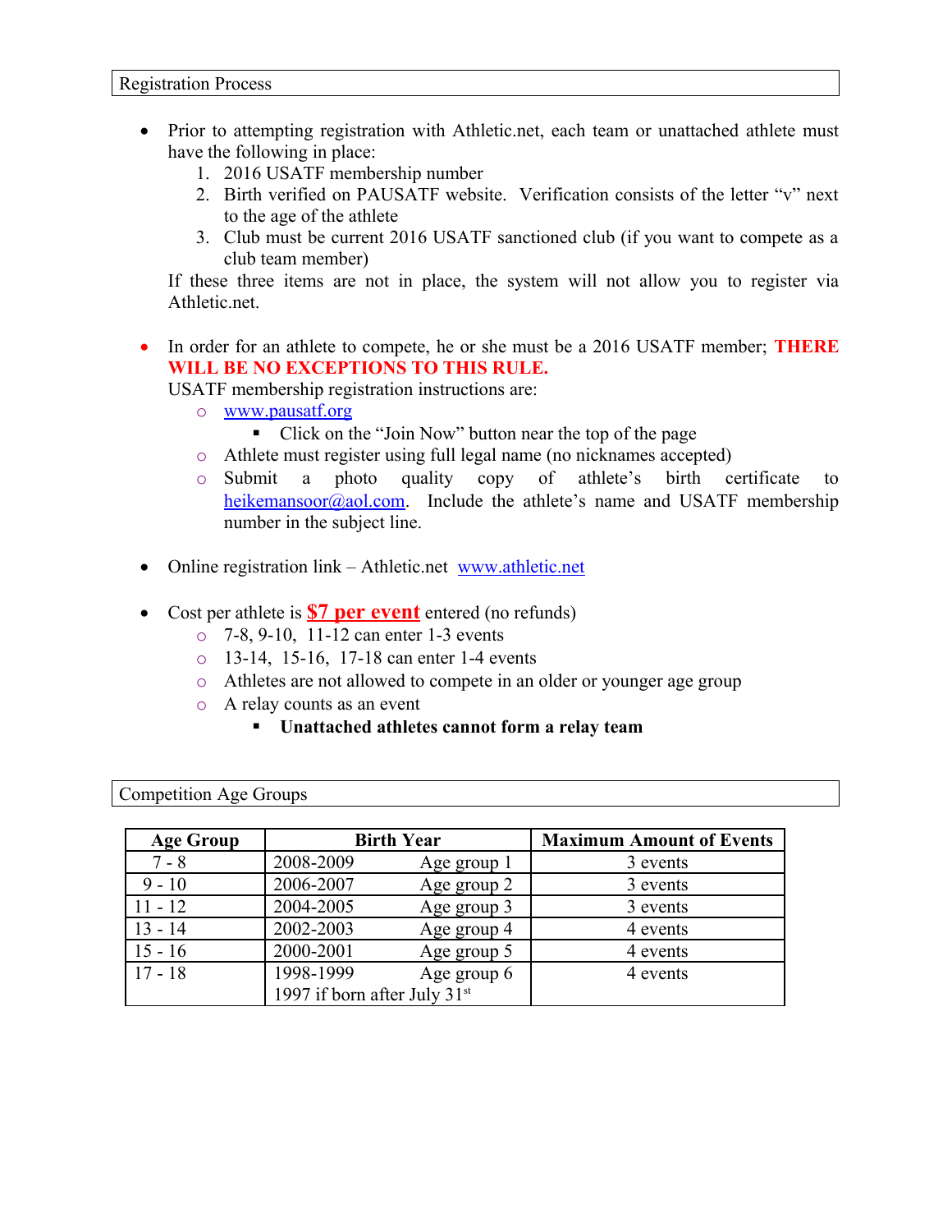## Registration Process

- Prior to attempting registration with Athletic.net, each team or unattached athlete must have the following in place:
  1. 2016 USATF membership number
  2. Birth verified on PAUSATF website. Verification consists of the letter "v" next to the age of the athlete
  3. Club must be current 2016 USATF sanctioned club (if you want to compete as a club team member)

  If these three items are not in place, the system will not allow you to register via Athletic.net.

- In order for an athlete to compete, he or she must be a 2016 USATF member; **THERE WILL BE NO EXCEPTIONS TO THIS RULE.**
  USATF membership registration instructions are:
  - www.pausatf.org
    - Click on the "Join Now" button near the top of the page
  - Athlete must register using full legal name (no nicknames accepted)
  - Submit a photo quality copy of athlete's birth certificate to heikemansoor@aol.com. Include the athlete's name and USATF membership number in the subject line.

- Online registration link – Athletic.net www.athletic.net

- Cost per athlete is **$7 per event** entered (no refunds)
  - 7-8, 9-10, 11-12 can enter 1-3 events
  - 13-14, 15-16, 17-18 can enter 1-4 events
  - Athletes are not allowed to compete in an older or younger age group
  - A relay counts as an event
    - **Unattached athletes cannot form a relay team**

## Competition Age Groups

| Age Group | Birth Year | Maximum Amount of Events |
|---|---|---|
| 7 - 8 | 2008-2009 Age group 1 | 3 events |
| 9 - 10 | 2006-2007 Age group 2 | 3 events |
| 11 - 12 | 2004-2005 Age group 3 | 3 events |
| 13 - 14 | 2002-2003 Age group 4 | 4 events |
| 15 - 16 | 2000-2001 Age group 5 | 4 events |
| 17 - 18 | 1998-1999 Age group 6<br>1997 if born after July 31st | 4 events |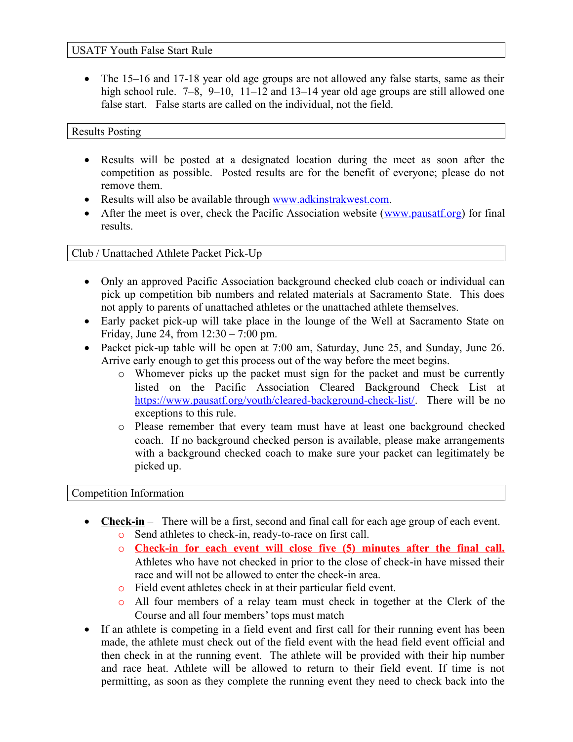## USATF Youth False Start Rule

- The 15–16 and 17-18 year old age groups are not allowed any false starts, same as their high school rule. 7–8, 9–10, 11–12 and 13–14 year old age groups are still allowed one false start. False starts are called on the individual, not the field.

## Results Posting

- Results will be posted at a designated location during the meet as soon after the competition as possible. Posted results are for the benefit of everyone; please do not remove them.
- Results will also be available through [www.adkinstrakwest.com](http://www.adkinstrakwest.com).
- After the meet is over, check the Pacific Association website ([www.pausatf.org](http://www.pausatf.org)) for final results.

## Club / Unattached Athlete Packet Pick-Up

- Only an approved Pacific Association background checked club coach or individual can pick up competition bib numbers and related materials at Sacramento State. This does not apply to parents of unattached athletes or the unattached athlete themselves.
- Early packet pick-up will take place in the lounge of the Well at Sacramento State on Friday, June 24, from 12:30 – 7:00 pm.
- Packet pick-up table will be open at 7:00 am, Saturday, June 25, and Sunday, June 26. Arrive early enough to get this process out of the way before the meet begins.
  - Whomever picks up the packet must sign for the packet and must be currently listed on the Pacific Association Cleared Background Check List at [https://www.pausatf.org/youth/cleared-background-check-list/](https://www.pausatf.org/youth/cleared-background-check-list/). There will be no exceptions to this rule.
  - Please remember that every team must have at least one background checked coach. If no background checked person is available, please make arrangements with a background checked coach to make sure your packet can legitimately be picked up.

## Competition Information

- **Check-in** – There will be a first, second and final call for each age group of each event.
  - Send athletes to check-in, ready-to-race on first call.
  - **Check-in for each event will close five (5) minutes after the final call.** Athletes who have not checked in prior to the close of check-in have missed their race and will not be allowed to enter the check-in area.
  - Field event athletes check in at their particular field event.
  - All four members of a relay team must check in together at the Clerk of the Course and all four members' tops must match
- If an athlete is competing in a field event and first call for their running event has been made, the athlete must check out of the field event with the head field event official and then check in at the running event. The athlete will be provided with their hip number and race heat. Athlete will be allowed to return to their field event. If time is not permitting, as soon as they complete the running event they need to check back into the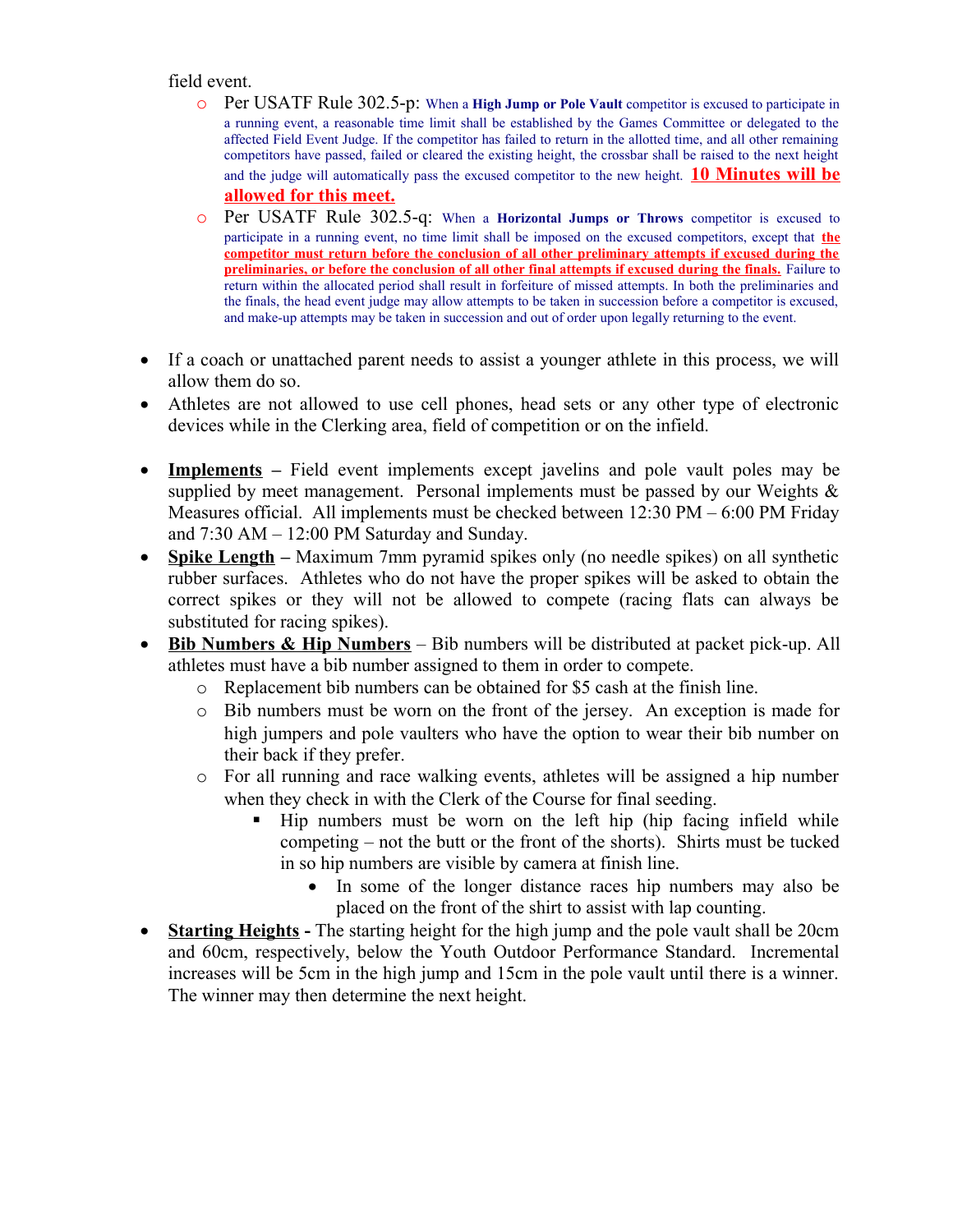field event.

  - Per USATF Rule 302.5-p: When a **High Jump or Pole Vault** competitor is excused to participate in a running event, a reasonable time limit shall be established by the Games Committee or delegated to the affected Field Event Judge. If the competitor has failed to return in the allotted time, and all other remaining competitors have passed, failed or cleared the existing height, the crossbar shall be raised to the next height and the judge will automatically pass the excused competitor to the new height. **10 Minutes will be allowed for this meet.**
  - Per USATF Rule 302.5-q: When a **Horizontal Jumps or Throws** competitor is excused to participate in a running event, no time limit shall be imposed on the excused competitors, except that **the competitor must return before the conclusion of all other preliminary attempts if excused during the preliminaries, or before the conclusion of all other final attempts if excused during the finals.** Failure to return within the allocated period shall result in forfeiture of missed attempts. In both the preliminaries and the finals, the head event judge may allow attempts to be taken in succession before a competitor is excused, and make-up attempts may be taken in succession and out of order upon legally returning to the event.

- If a coach or unattached parent needs to assist a younger athlete in this process, we will allow them do so.
- Athletes are not allowed to use cell phones, head sets or any other type of electronic devices while in the Clerking area, field of competition or on the infield.

- **Implements** – Field event implements except javelins and pole vault poles may be supplied by meet management. Personal implements must be passed by our Weights & Measures official. All implements must be checked between 12:30 PM – 6:00 PM Friday and 7:30 AM – 12:00 PM Saturday and Sunday.
- **Spike Length** – Maximum 7mm pyramid spikes only (no needle spikes) on all synthetic rubber surfaces. Athletes who do not have the proper spikes will be asked to obtain the correct spikes or they will not be allowed to compete (racing flats can always be substituted for racing spikes).
- **Bib Numbers & Hip Numbers** – Bib numbers will be distributed at packet pick-up. All athletes must have a bib number assigned to them in order to compete.
  - Replacement bib numbers can be obtained for $5 cash at the finish line.
  - Bib numbers must be worn on the front of the jersey. An exception is made for high jumpers and pole vaulters who have the option to wear their bib number on their back if they prefer.
  - For all running and race walking events, athletes will be assigned a hip number when they check in with the Clerk of the Course for final seeding.
    - Hip numbers must be worn on the left hip (hip facing infield while competing – not the butt or the front of the shorts). Shirts must be tucked in so hip numbers are visible by camera at finish line.
      - In some of the longer distance races hip numbers may also be placed on the front of the shirt to assist with lap counting.
- **Starting Heights -** The starting height for the high jump and the pole vault shall be 20cm and 60cm, respectively, below the Youth Outdoor Performance Standard. Incremental increases will be 5cm in the high jump and 15cm in the pole vault until there is a winner. The winner may then determine the next height.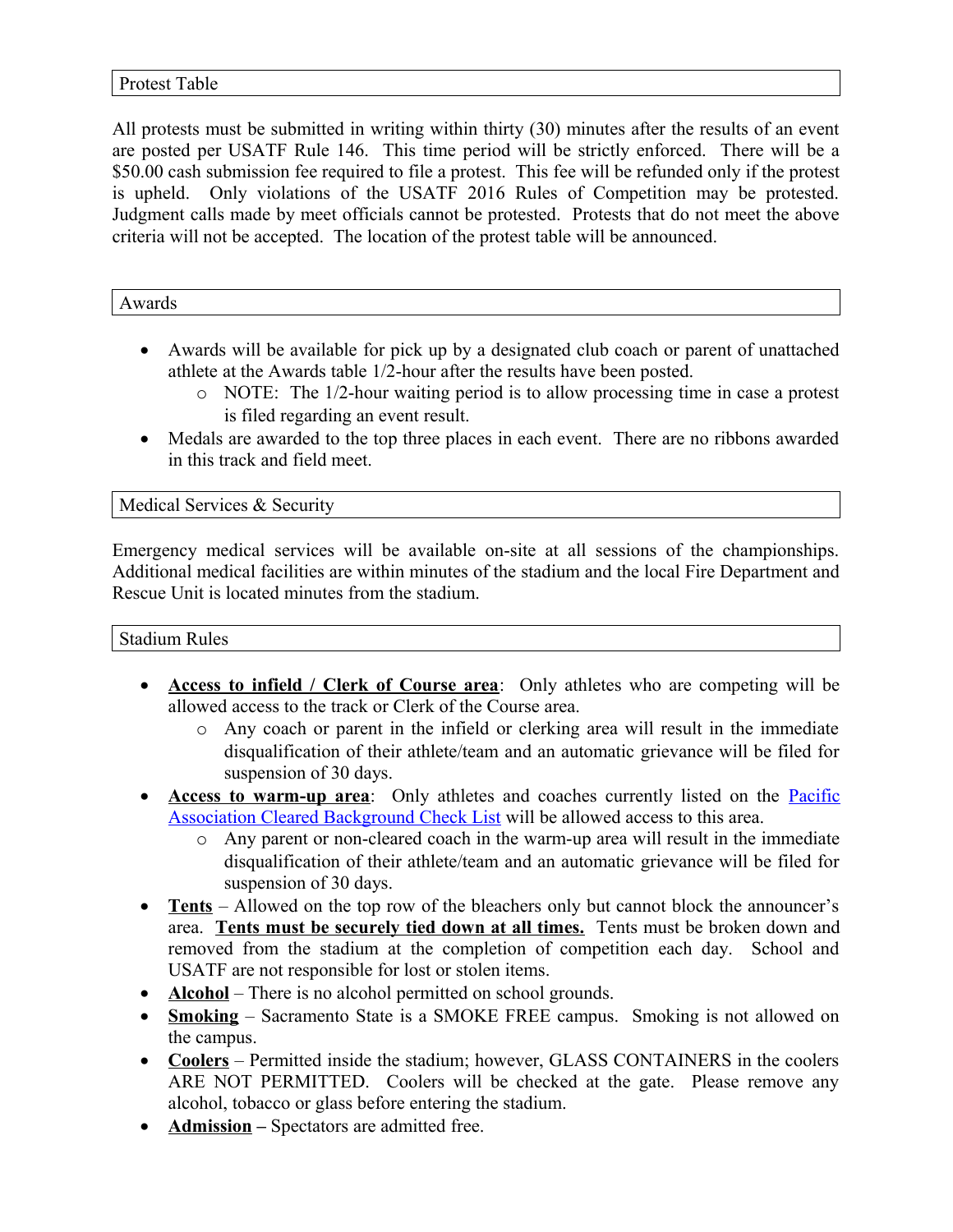## Protest Table

All protests must be submitted in writing within thirty (30) minutes after the results of an event are posted per USATF Rule 146. This time period will be strictly enforced. There will be a $50.00 cash submission fee required to file a protest. This fee will be refunded only if the protest is upheld. Only violations of the USATF 2016 Rules of Competition may be protested. Judgment calls made by meet officials cannot be protested. Protests that do not meet the above criteria will not be accepted. The location of the protest table will be announced.

## Awards

- Awards will be available for pick up by a designated club coach or parent of unattached athlete at the Awards table 1/2-hour after the results have been posted.
    - NOTE: The 1/2-hour waiting period is to allow processing time in case a protest is filed regarding an event result.
- Medals are awarded to the top three places in each event. There are no ribbons awarded in this track and field meet.

## Medical Services & Security

Emergency medical services will be available on-site at all sessions of the championships. Additional medical facilities are within minutes of the stadium and the local Fire Department and Rescue Unit is located minutes from the stadium.

## Stadium Rules

- **Access to infield / Clerk of Course area**: Only athletes who are competing will be allowed access to the track or Clerk of the Course area.
    - Any coach or parent in the infield or clerking area will result in the immediate disqualification of their athlete/team and an automatic grievance will be filed for suspension of 30 days.
- **Access to warm-up area**: Only athletes and coaches currently listed on the Pacific Association Cleared Background Check List will be allowed access to this area.
    - Any parent or non-cleared coach in the warm-up area will result in the immediate disqualification of their athlete/team and an automatic grievance will be filed for suspension of 30 days.
- **Tents** – Allowed on the top row of the bleachers only but cannot block the announcer's area. **Tents must be securely tied down at all times.** Tents must be broken down and removed from the stadium at the completion of competition each day. School and USATF are not responsible for lost or stolen items.
- **Alcohol** – There is no alcohol permitted on school grounds.
- **Smoking** – Sacramento State is a SMOKE FREE campus. Smoking is not allowed on the campus.
- **Coolers** – Permitted inside the stadium; however, GLASS CONTAINERS in the coolers ARE NOT PERMITTED. Coolers will be checked at the gate. Please remove any alcohol, tobacco or glass before entering the stadium.
- **Admission –** Spectators are admitted free.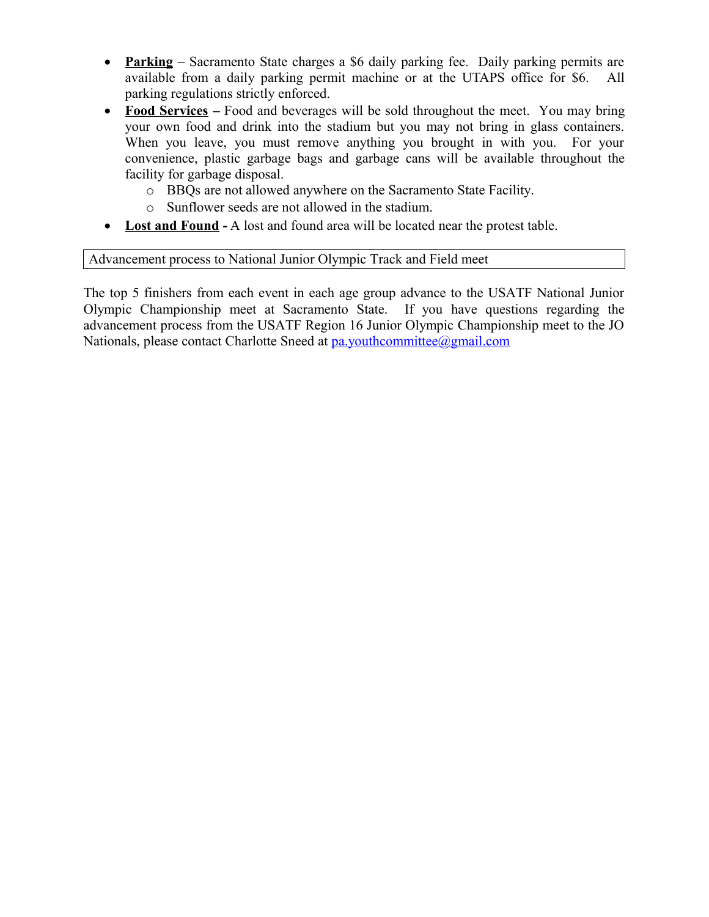- **Parking** – Sacramento State charges a $6 daily parking fee. Daily parking permits are available from a daily parking permit machine or at the UTAPS office for $6. All parking regulations strictly enforced.
- **Food Services –** Food and beverages will be sold throughout the meet. You may bring your own food and drink into the stadium but you may not bring in glass containers. When you leave, you must remove anything you brought in with you. For your convenience, plastic garbage bags and garbage cans will be available throughout the facility for garbage disposal.
  - BBQs are not allowed anywhere on the Sacramento State Facility.
  - Sunflower seeds are not allowed in the stadium.
- **Lost and Found -** A lost and found area will be located near the protest table.

## Advancement process to National Junior Olympic Track and Field meet

The top 5 finishers from each event in each age group advance to the USATF National Junior Olympic Championship meet at Sacramento State. If you have questions regarding the advancement process from the USATF Region 16 Junior Olympic Championship meet to the JO Nationals, please contact Charlotte Sneed at pa.youthcommittee@gmail.com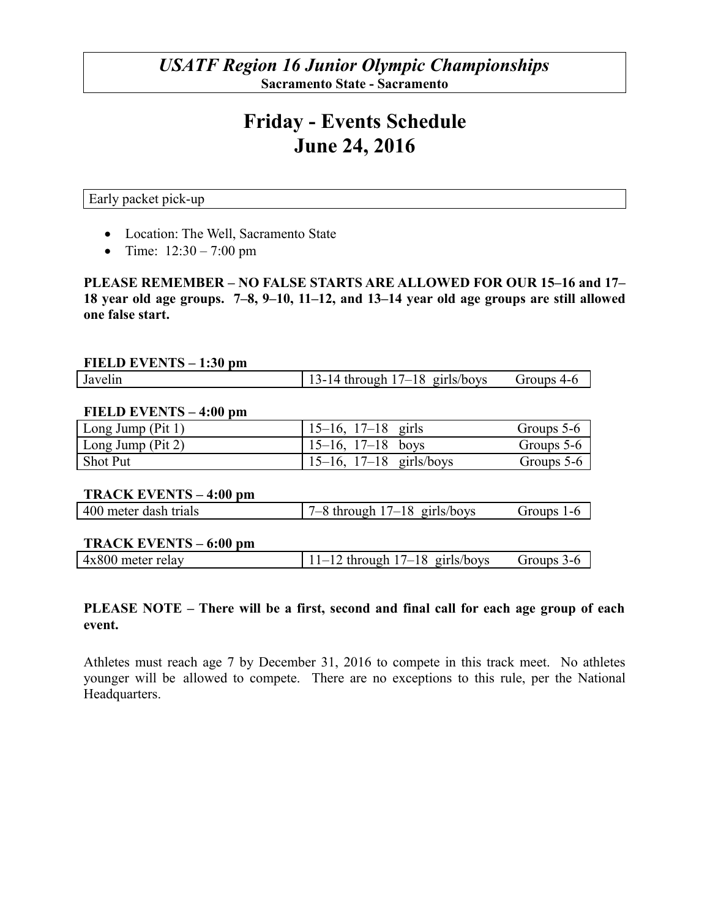*USATF Region 16 Junior Olympic Championships*

**Sacramento State - Sacramento**

# Friday - Events Schedule
# June 24, 2016

Early packet pick-up

- Location: The Well, Sacramento State
- Time: 12:30 – 7:00 pm

**PLEASE REMEMBER – NO FALSE STARTS ARE ALLOWED FOR OUR 15–16 and 17–18 year old age groups. 7–8, 9–10, 11–12, and 13–14 year old age groups are still allowed one false start.**

**FIELD EVENTS – 1:30 pm**

| Event | Age Groups | Groups |
|---|---|---|
| Javelin | 13-14 through 17–18 girls/boys | Groups 4-6 |

**FIELD EVENTS – 4:00 pm**

| Event | Age Groups | Groups |
|---|---|---|
| Long Jump (Pit 1) | 15–16, 17–18 girls | Groups 5-6 |
| Long Jump (Pit 2) | 15–16, 17–18 boys | Groups 5-6 |
| Shot Put | 15–16, 17–18 girls/boys | Groups 5-6 |

**TRACK EVENTS – 4:00 pm**

| Event | Age Groups | Groups |
|---|---|---|
| 400 meter dash trials | 7–8 through 17–18 girls/boys | Groups 1-6 |

**TRACK EVENTS – 6:00 pm**

| Event | Age Groups | Groups |
|---|---|---|
| 4x800 meter relay | 11–12 through 17–18 girls/boys | Groups 3-6 |

**PLEASE NOTE – There will be a first, second and final call for each age group of each event.**

Athletes must reach age 7 by December 31, 2016 to compete in this track meet. No athletes younger will be allowed to compete. There are no exceptions to this rule, per the National Headquarters.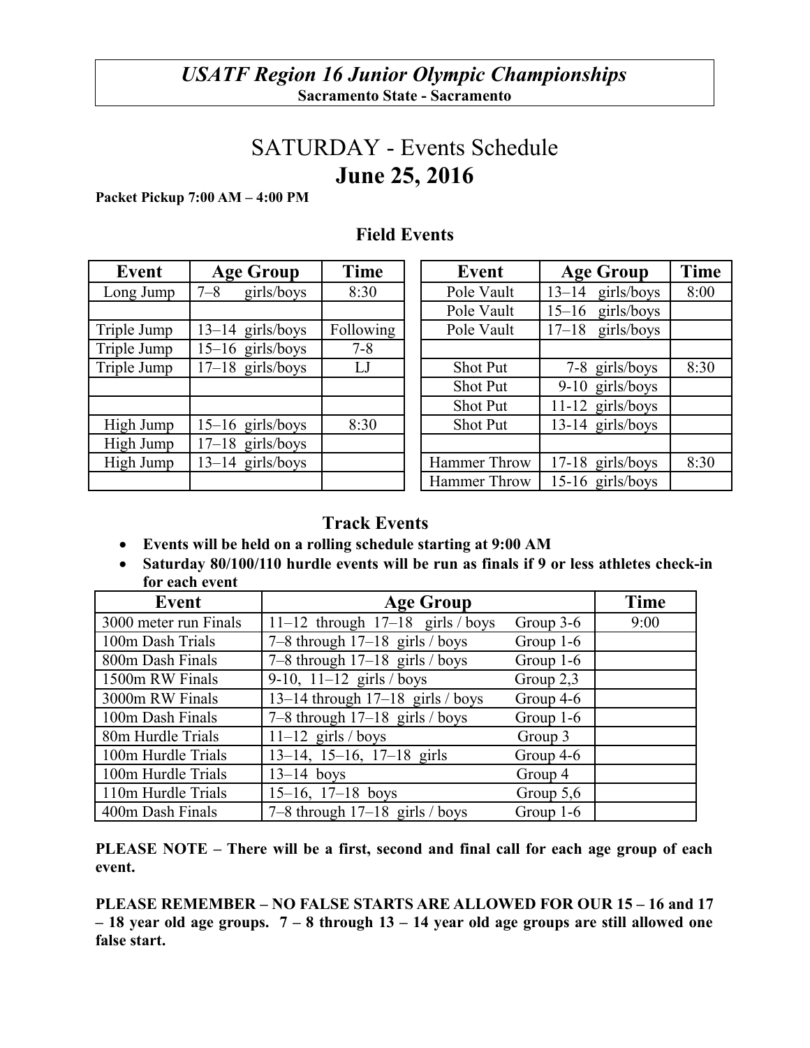## *USATF Region 16 Junior Olympic Championships*

**Sacramento State - Sacramento**

# SATURDAY - Events Schedule

# June 25, 2016

**Packet Pickup 7:00 AM – 4:00 PM**

### Field Events

| Event | Age Group | Time |
|---|---|---|
| Long Jump | 7–8 girls/boys | 8:30 |
| | | |
| Triple Jump | 13–14 girls/boys | Following |
| Triple Jump | 15–16 girls/boys | 7-8 |
| Triple Jump | 17–18 girls/boys | LJ |
| | | |
| | | |
| High Jump | 15–16 girls/boys | 8:30 |
| High Jump | 17–18 girls/boys | |
| High Jump | 13–14 girls/boys | |
| | | |

| Event | Age Group | Time |
|---|---|---|
| Pole Vault | 13–14 girls/boys | 8:00 |
| Pole Vault | 15–16 girls/boys | |
| Pole Vault | 17–18 girls/boys | |
| | | |
| Shot Put | 7-8 girls/boys | 8:30 |
| Shot Put | 9-10 girls/boys | |
| Shot Put | 11-12 girls/boys | |
| Shot Put | 13-14 girls/boys | |
| | | |
| Hammer Throw | 17-18 girls/boys | 8:30 |
| Hammer Throw | 15-16 girls/boys | |

### Track Events

- **Events will be held on a rolling schedule starting at 9:00 AM**
- **Saturday 80/100/110 hurdle events will be run as finals if 9 or less athletes check-in for each event**

| Event | Age Group | | Time |
|---|---|---|---|
| 3000 meter run Finals | 11–12 through 17–18 girls / boys | Group 3-6 | 9:00 |
| 100m Dash Trials | 7–8 through 17–18 girls / boys | Group 1-6 | |
| 800m Dash Finals | 7–8 through 17–18 girls / boys | Group 1-6 | |
| 1500m RW Finals | 9-10, 11–12 girls / boys | Group 2,3 | |
| 3000m RW Finals | 13–14 through 17–18 girls / boys | Group 4-6 | |
| 100m Dash Finals | 7–8 through 17–18 girls / boys | Group 1-6 | |
| 80m Hurdle Trials | 11–12 girls / boys | Group 3 | |
| 100m Hurdle Trials | 13–14, 15–16, 17–18 girls | Group 4-6 | |
| 100m Hurdle Trials | 13–14 boys | Group 4 | |
| 110m Hurdle Trials | 15–16, 17–18 boys | Group 5,6 | |
| 400m Dash Finals | 7–8 through 17–18 girls / boys | Group 1-6 | |

**PLEASE NOTE – There will be a first, second and final call for each age group of each event.**

**PLEASE REMEMBER – NO FALSE STARTS ARE ALLOWED FOR OUR 15 – 16 and 17 – 18 year old age groups. 7 – 8 through 13 – 14 year old age groups are still allowed one false start.**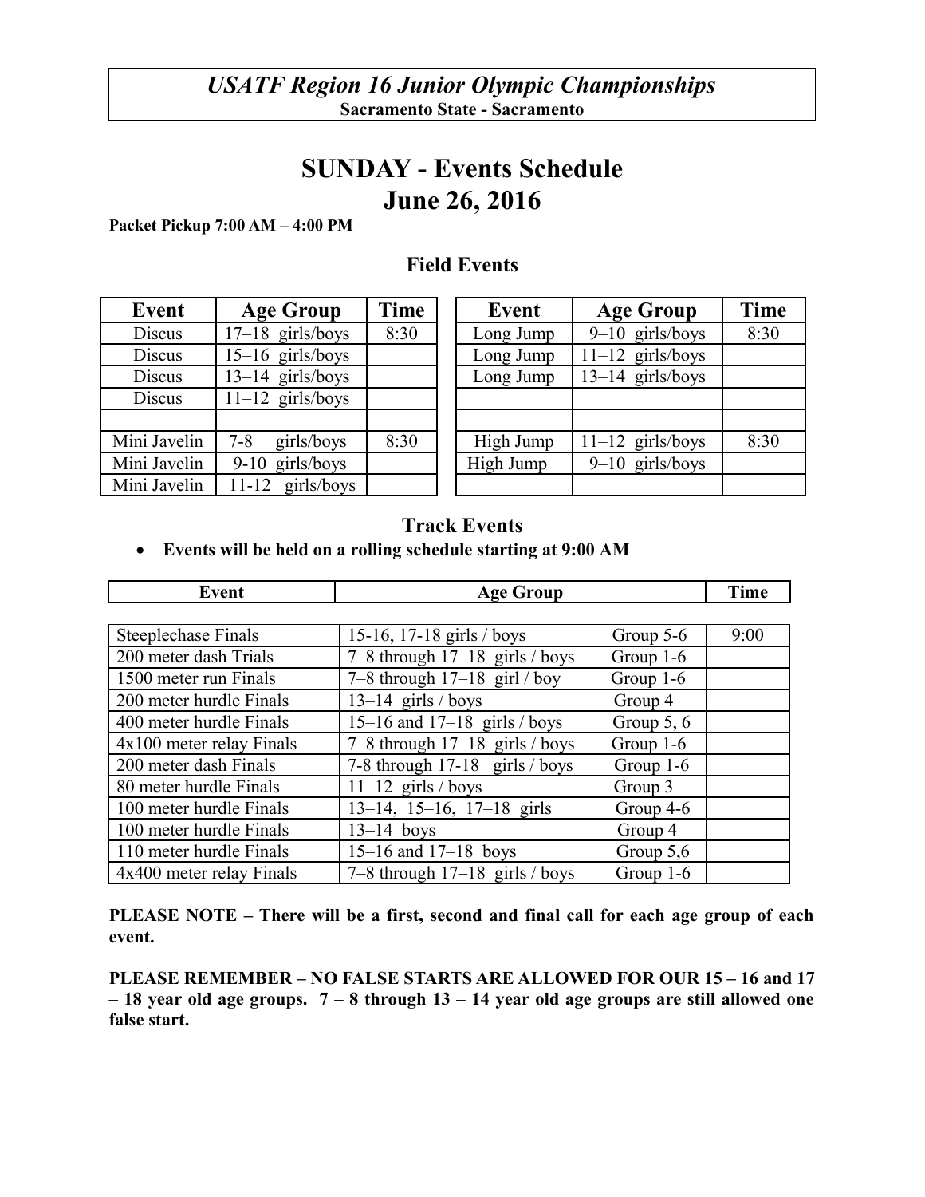*USATF Region 16 Junior Olympic Championships*
**Sacramento State - Sacramento**

# SUNDAY - Events Schedule
# June 26, 2016

**Packet Pickup 7:00 AM – 4:00 PM**

## Field Events

| Event | Age Group | Time |
|---|---|---|
| Discus | 17–18 girls/boys | 8:30 |
| Discus | 15–16 girls/boys | |
| Discus | 13–14 girls/boys | |
| Discus | 11–12 girls/boys | |
| | | |
| Mini Javelin | 7-8 girls/boys | 8:30 |
| Mini Javelin | 9-10 girls/boys | |
| Mini Javelin | 11-12 girls/boys | |

| Event | Age Group | Time |
|---|---|---|
| Long Jump | 9–10 girls/boys | 8:30 |
| Long Jump | 11–12 girls/boys | |
| Long Jump | 13–14 girls/boys | |
| | | |
| | | |
| High Jump | 11–12 girls/boys | 8:30 |
| High Jump | 9–10 girls/boys | |
| | | |

## Track Events

- **Events will be held on a rolling schedule starting at 9:00 AM**

| Event | Age Group | | Time |
|---|---|---|---|
| Steeplechase Finals | 15-16, 17-18 girls / boys | Group 5-6 | 9:00 |
| 200 meter dash Trials | 7–8 through 17–18 girls / boys | Group 1-6 | |
| 1500 meter run Finals | 7–8 through 17–18 girl / boy | Group 1-6 | |
| 200 meter hurdle Finals | 13–14 girls / boys | Group 4 | |
| 400 meter hurdle Finals | 15–16 and 17–18 girls / boys | Group 5, 6 | |
| 4x100 meter relay Finals | 7–8 through 17–18 girls / boys | Group 1-6 | |
| 200 meter dash Finals | 7-8 through 17-18 girls / boys | Group 1-6 | |
| 80 meter hurdle Finals | 11–12 girls / boys | Group 3 | |
| 100 meter hurdle Finals | 13–14, 15–16, 17–18 girls | Group 4-6 | |
| 100 meter hurdle Finals | 13–14 boys | Group 4 | |
| 110 meter hurdle Finals | 15–16 and 17–18 boys | Group 5,6 | |
| 4x400 meter relay Finals | 7–8 through 17–18 girls / boys | Group 1-6 | |

**PLEASE NOTE – There will be a first, second and final call for each age group of each event.**

**PLEASE REMEMBER – NO FALSE STARTS ARE ALLOWED FOR OUR 15 – 16 and 17 – 18 year old age groups. 7 – 8 through 13 – 14 year old age groups are still allowed one false start.**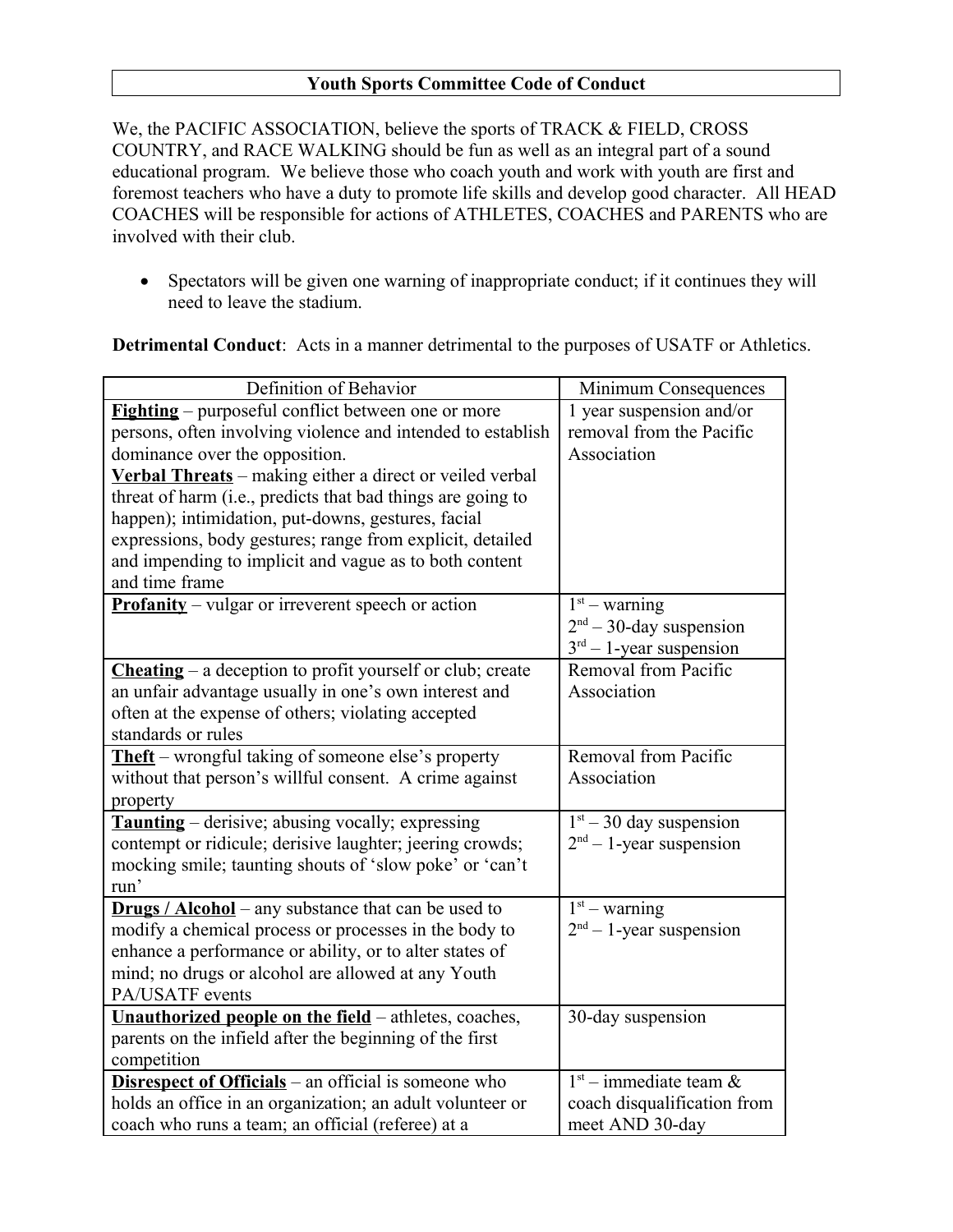## Youth Sports Committee Code of Conduct

We, the PACIFIC ASSOCIATION, believe the sports of TRACK & FIELD, CROSS COUNTRY, and RACE WALKING should be fun as well as an integral part of a sound educational program. We believe those who coach youth and work with youth are first and foremost teachers who have a duty to promote life skills and develop good character. All HEAD COACHES will be responsible for actions of ATHLETES, COACHES and PARENTS who are involved with their club.

- Spectators will be given one warning of inappropriate conduct; if it continues they will need to leave the stadium.

**Detrimental Conduct**: Acts in a manner detrimental to the purposes of USATF or Athletics.

| Definition of Behavior | Minimum Consequences |
|---|---|
| **Fighting** – purposeful conflict between one or more persons, often involving violence and intended to establish dominance over the opposition.<br>**Verbal Threats** – making either a direct or veiled verbal threat of harm (i.e., predicts that bad things are going to happen); intimidation, put-downs, gestures, facial expressions, body gestures; range from explicit, detailed and impending to implicit and vague as to both content and time frame | 1 year suspension and/or removal from the Pacific Association |
| **Profanity** – vulgar or irreverent speech or action | 1st – warning<br>2nd – 30-day suspension<br>3rd – 1-year suspension |
| **Cheating** – a deception to profit yourself or club; create an unfair advantage usually in one's own interest and often at the expense of others; violating accepted standards or rules | Removal from Pacific Association |
| **Theft** – wrongful taking of someone else's property without that person's willful consent. A crime against property | Removal from Pacific Association |
| **Taunting** – derisive; abusing vocally; expressing contempt or ridicule; derisive laughter; jeering crowds; mocking smile; taunting shouts of 'slow poke' or 'can't run' | 1st – 30 day suspension<br>2nd – 1-year suspension |
| **Drugs / Alcohol** – any substance that can be used to modify a chemical process or processes in the body to enhance a performance or ability, or to alter states of mind; no drugs or alcohol are allowed at any Youth PA/USATF events | 1st – warning<br>2nd – 1-year suspension |
| **Unauthorized people on the field** – athletes, coaches, parents on the infield after the beginning of the first competition | 30-day suspension |
| **Disrespect of Officials** – an official is someone who holds an office in an organization; an adult volunteer or coach who runs a team; an official (referee) at a | 1st – immediate team & coach disqualification from meet AND 30-day |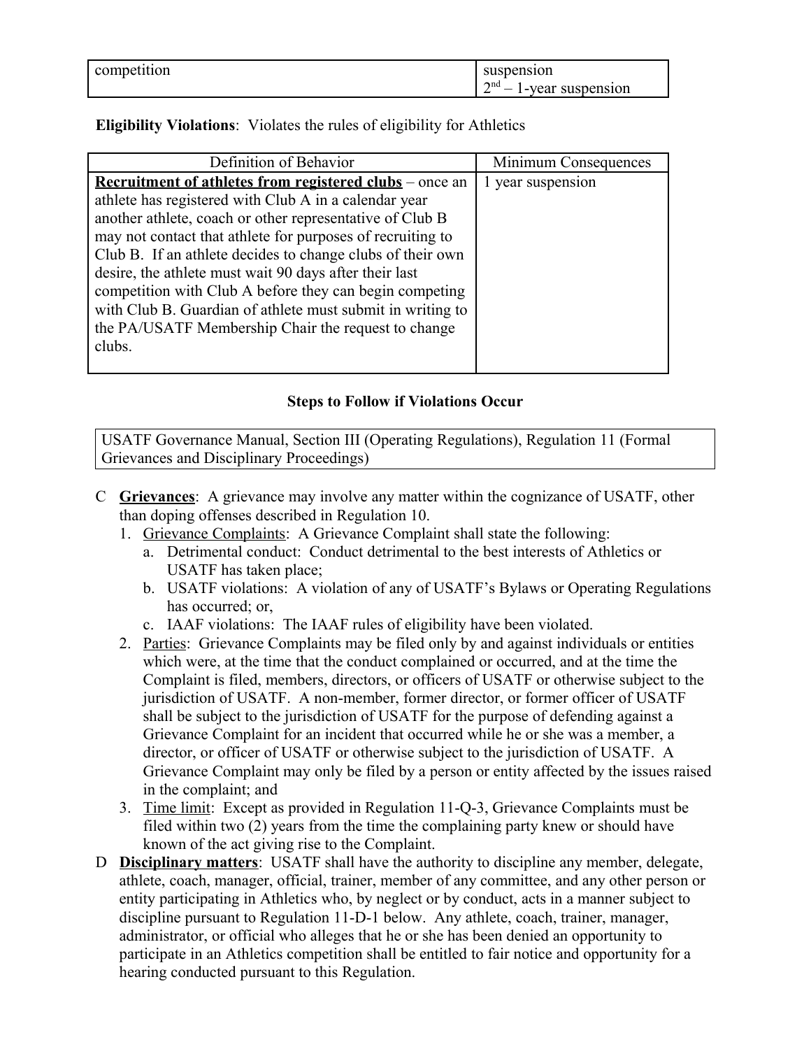| competition | suspension<br>2nd – 1-year suspension |
|---|---|

**Eligibility Violations**: Violates the rules of eligibility for Athletics

| Definition of Behavior | Minimum Consequences |
|---|---|
| **Recruitment of athletes from registered clubs** – once an athlete has registered with Club A in a calendar year another athlete, coach or other representative of Club B may not contact that athlete for purposes of recruiting to Club B. If an athlete decides to change clubs of their own desire, the athlete must wait 90 days after their last competition with Club A before they can begin competing with Club B. Guardian of athlete must submit in writing to the PA/USATF Membership Chair the request to change clubs. | 1 year suspension |

### Steps to Follow if Violations Occur

| USATF Governance Manual, Section III (Operating Regulations), Regulation 11 (Formal Grievances and Disciplinary Proceedings) |
|---|

C **Grievances**: A grievance may involve any matter within the cognizance of USATF, other than doping offenses described in Regulation 10.

1. Grievance Complaints: A Grievance Complaint shall state the following:
   a. Detrimental conduct: Conduct detrimental to the best interests of Athletics or USATF has taken place;
   b. USATF violations: A violation of any of USATF's Bylaws or Operating Regulations has occurred; or,
   c. IAAF violations: The IAAF rules of eligibility have been violated.
2. Parties: Grievance Complaints may be filed only by and against individuals or entities which were, at the time that the conduct complained or occurred, and at the time the Complaint is filed, members, directors, or officers of USATF or otherwise subject to the jurisdiction of USATF. A non-member, former director, or former officer of USATF shall be subject to the jurisdiction of USATF for the purpose of defending against a Grievance Complaint for an incident that occurred while he or she was a member, a director, or officer of USATF or otherwise subject to the jurisdiction of USATF. A Grievance Complaint may only be filed by a person or entity affected by the issues raised in the complaint; and
3. Time limit: Except as provided in Regulation 11-Q-3, Grievance Complaints must be filed within two (2) years from the time the complaining party knew or should have known of the act giving rise to the Complaint.

D **Disciplinary matters**: USATF shall have the authority to discipline any member, delegate, athlete, coach, manager, official, trainer, member of any committee, and any other person or entity participating in Athletics who, by neglect or by conduct, acts in a manner subject to discipline pursuant to Regulation 11-D-1 below. Any athlete, coach, trainer, manager, administrator, or official who alleges that he or she has been denied an opportunity to participate in an Athletics competition shall be entitled to fair notice and opportunity for a hearing conducted pursuant to this Regulation.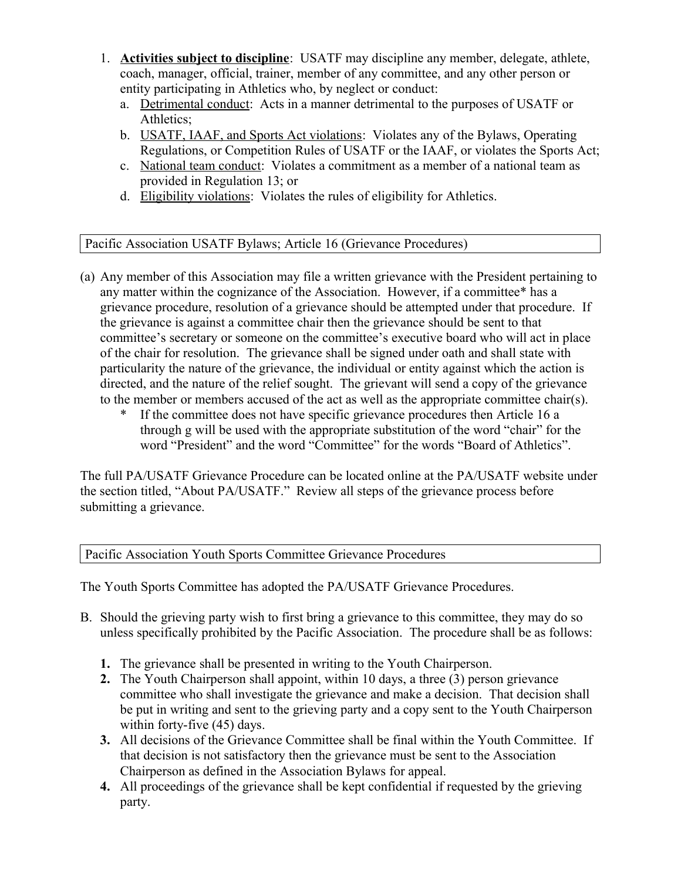1. **Activities subject to discipline**: USATF may discipline any member, delegate, athlete, coach, manager, official, trainer, member of any committee, and any other person or entity participating in Athletics who, by neglect or conduct:
   a. Detrimental conduct: Acts in a manner detrimental to the purposes of USATF or Athletics;
   b. USATF, IAAF, and Sports Act violations: Violates any of the Bylaws, Operating Regulations, or Competition Rules of USATF or the IAAF, or violates the Sports Act;
   c. National team conduct: Violates a commitment as a member of a national team as provided in Regulation 13; or
   d. Eligibility violations: Violates the rules of eligibility for Athletics.

### Pacific Association USATF Bylaws; Article 16 (Grievance Procedures)

(a) Any member of this Association may file a written grievance with the President pertaining to any matter within the cognizance of the Association. However, if a committee* has a grievance procedure, resolution of a grievance should be attempted under that procedure. If the grievance is against a committee chair then the grievance should be sent to that committee's secretary or someone on the committee's executive board who will act in place of the chair for resolution. The grievance shall be signed under oath and shall state with particularity the nature of the grievance, the individual or entity against which the action is directed, and the nature of the relief sought. The grievant will send a copy of the grievance to the member or members accused of the act as well as the appropriate committee chair(s).

   \* If the committee does not have specific grievance procedures then Article 16 a through g will be used with the appropriate substitution of the word "chair" for the word "President" and the word "Committee" for the words "Board of Athletics".

The full PA/USATF Grievance Procedure can be located online at the PA/USATF website under the section titled, "About PA/USATF." Review all steps of the grievance process before submitting a grievance.

### Pacific Association Youth Sports Committee Grievance Procedures

The Youth Sports Committee has adopted the PA/USATF Grievance Procedures.

B. Should the grieving party wish to first bring a grievance to this committee, they may do so unless specifically prohibited by the Pacific Association. The procedure shall be as follows:

   1. The grievance shall be presented in writing to the Youth Chairperson.
   2. The Youth Chairperson shall appoint, within 10 days, a three (3) person grievance committee who shall investigate the grievance and make a decision. That decision shall be put in writing and sent to the grieving party and a copy sent to the Youth Chairperson within forty-five (45) days.
   3. All decisions of the Grievance Committee shall be final within the Youth Committee. If that decision is not satisfactory then the grievance must be sent to the Association Chairperson as defined in the Association Bylaws for appeal.
   4. All proceedings of the grievance shall be kept confidential if requested by the grieving party.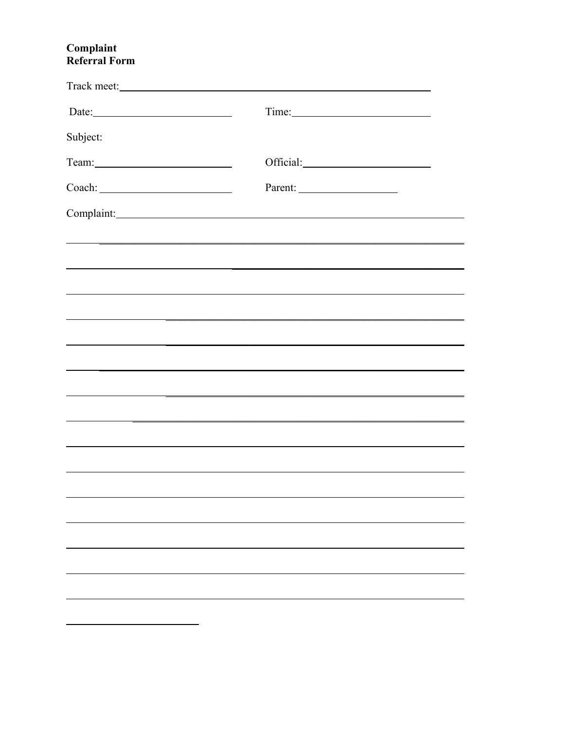**Complaint**
**Referral Form**

Track meet: ______________________________________________

Date: ____________________ Time: ____________________

Subject:

Team: ____________________ Official: ____________________

Coach: ____________________ Parent: ________________

Complaint: ______________________________________________

________________________________________________________

________________________________________________________

________________________________________________________

________________________________________________________

________________________________________________________

________________________________________________________

________________________________________________________

________________________________________________________

________________________________________________________

________________________________________________________

________________________________________________________

________________________________________________________

________________________________________________________

________________________________________________________

________________________________________________________

____________________